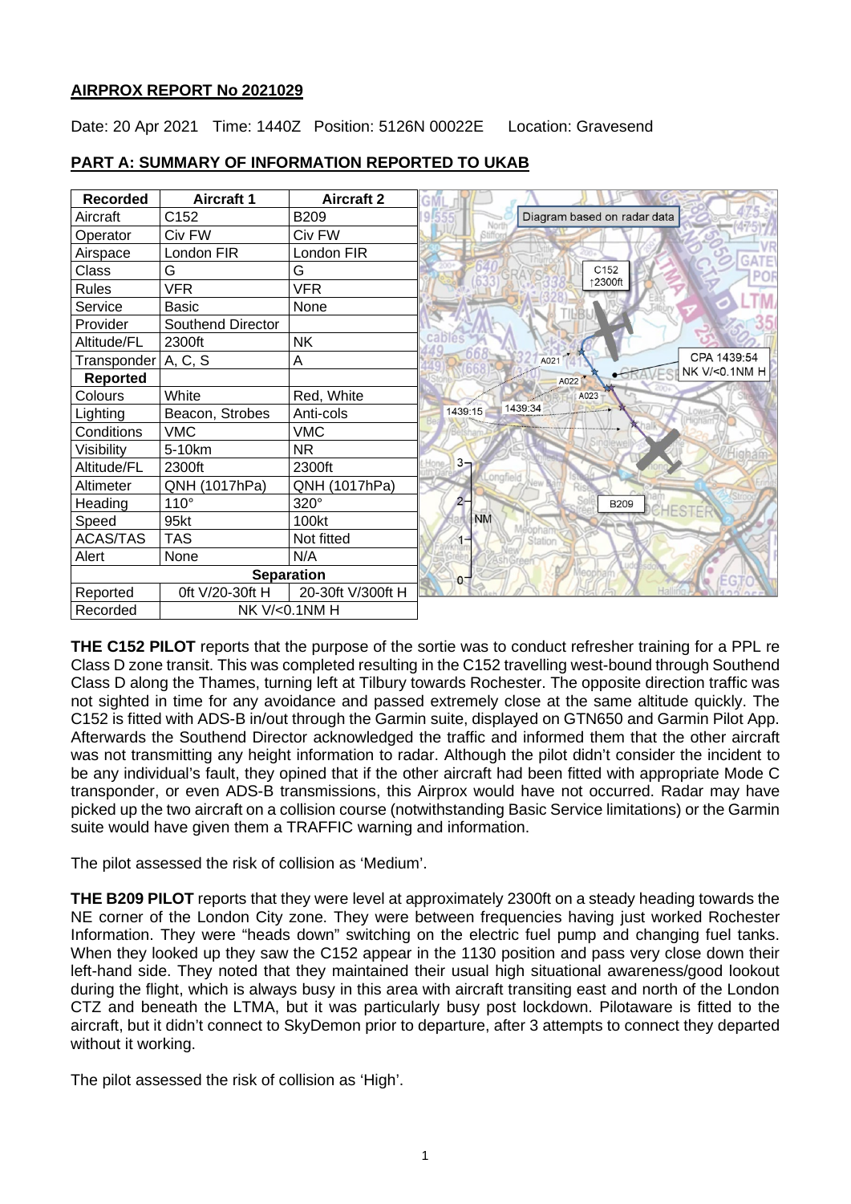## AIRPROX REPORT No 2021029

Date: 20 Apr 2021 Time: 1440Z Position: 5126N 00022E Location: Gravesend

## PART A: SUMMARY OF INFORMATION REPORTED TO UKAB

| Recorded | Aircraft 1 | Aircraft 2 |
|---|---|---|
| Aircraft | C152 | B209 |
| Operator | Civ FW | Civ FW |
| Airspace | London FIR | London FIR |
| Class | G | G |
| Rules | VFR | VFR |
| Service | Basic | None |
| Provider | Southend Director | |
| Altitude/FL | 2300ft | NK |
| Transponder | A, C, S | A |
| **Reported** | | |
| Colours | White | Red, White |
| Lighting | Beacon, Strobes | Anti-cols |
| Conditions | VMC | VMC |
| Visibility | 5-10km | NR |
| Altitude/FL | 2300ft | 2300ft |
| Altimeter | QNH (1017hPa) | QNH (1017hPa) |
| Heading | 110° | 320° |
| Speed | 95kt | 100kt |
| ACAS/TAS | TAS | Not fitted |
| Alert | None | N/A |
| **Separation** | | |
| Reported | 0ft V/20-30ft H | 20-30ft V/300ft H |
| Recorded | NK V/<0.1NM H | |

Diagram based on radar data

**THE C152 PILOT** reports that the purpose of the sortie was to conduct refresher training for a PPL re Class D zone transit. This was completed resulting in the C152 travelling west-bound through Southend Class D along the Thames, turning left at Tilbury towards Rochester. The opposite direction traffic was not sighted in time for any avoidance and passed extremely close at the same altitude quickly. The C152 is fitted with ADS-B in/out through the Garmin suite, displayed on GTN650 and Garmin Pilot App. Afterwards the Southend Director acknowledged the traffic and informed them that the other aircraft was not transmitting any height information to radar. Although the pilot didn't consider the incident to be any individual's fault, they opined that if the other aircraft had been fitted with appropriate Mode C transponder, or even ADS-B transmissions, this Airprox would have not occurred. Radar may have picked up the two aircraft on a collision course (notwithstanding Basic Service limitations) or the Garmin suite would have given them a TRAFFIC warning and information.

The pilot assessed the risk of collision as 'Medium'.

**THE B209 PILOT** reports that they were level at approximately 2300ft on a steady heading towards the NE corner of the London City zone. They were between frequencies having just worked Rochester Information. They were "heads down" switching on the electric fuel pump and changing fuel tanks. When they looked up they saw the C152 appear in the 1130 position and pass very close down their left-hand side. They noted that they maintained their usual high situational awareness/good lookout during the flight, which is always busy in this area with aircraft transiting east and north of the London CTZ and beneath the LTMA, but it was particularly busy post lockdown. Pilotaware is fitted to the aircraft, but it didn't connect to SkyDemon prior to departure, after 3 attempts to connect they departed without it working.

The pilot assessed the risk of collision as 'High'.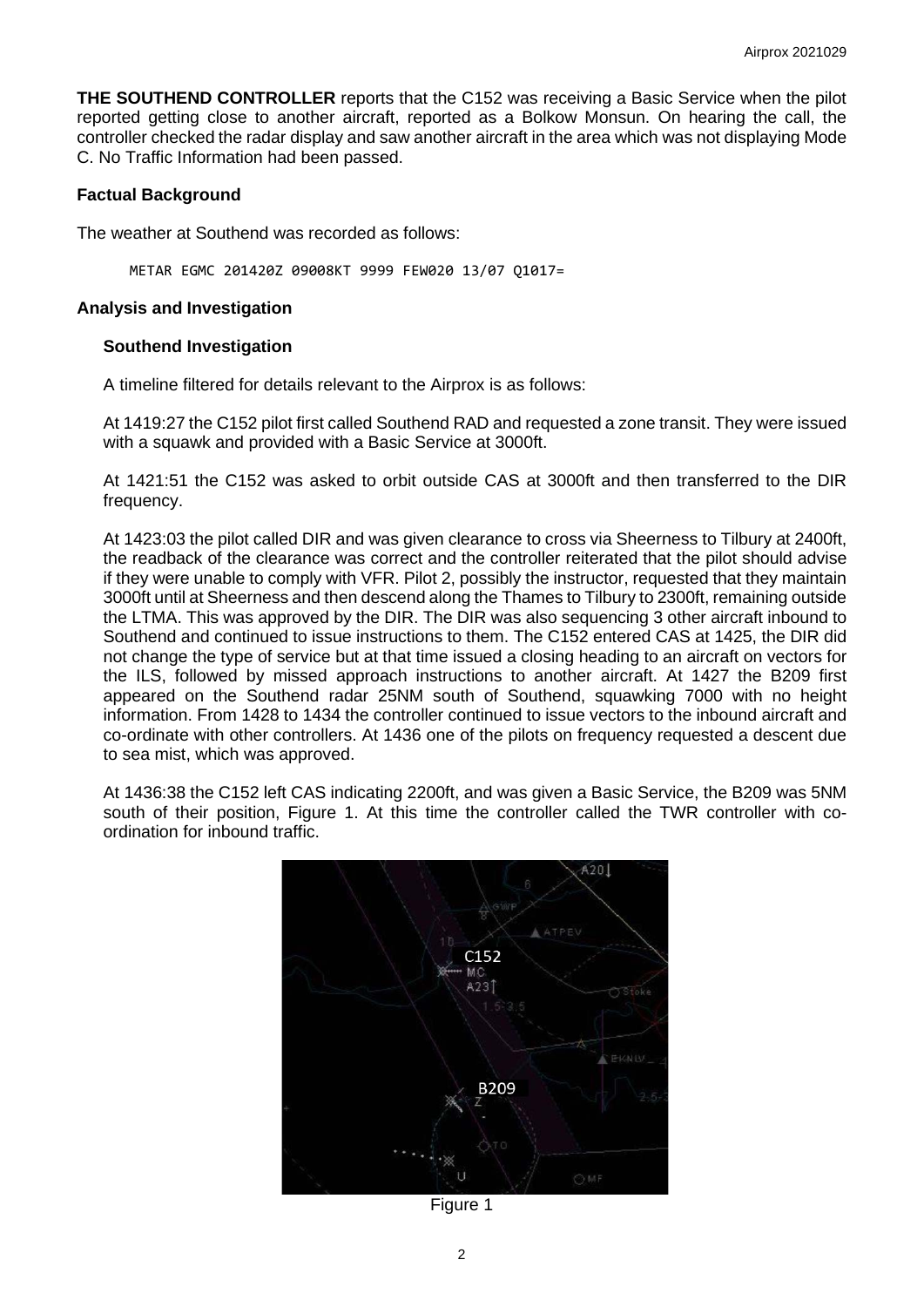**THE SOUTHEND CONTROLLER** reports that the C152 was receiving a Basic Service when the pilot reported getting close to another aircraft, reported as a Bolkow Monsun. On hearing the call, the controller checked the radar display and saw another aircraft in the area which was not displaying Mode C. No Traffic Information had been passed.

## Factual Background

The weather at Southend was recorded as follows:

```
METAR EGMC 201420Z 09008KT 9999 FEW020 13/07 Q1017=
```

## Analysis and Investigation

### Southend Investigation

A timeline filtered for details relevant to the Airprox is as follows:

At 1419:27 the C152 pilot first called Southend RAD and requested a zone transit. They were issued with a squawk and provided with a Basic Service at 3000ft.

At 1421:51 the C152 was asked to orbit outside CAS at 3000ft and then transferred to the DIR frequency.

At 1423:03 the pilot called DIR and was given clearance to cross via Sheerness to Tilbury at 2400ft, the readback of the clearance was correct and the controller reiterated that the pilot should advise if they were unable to comply with VFR. Pilot 2, possibly the instructor, requested that they maintain 3000ft until at Sheerness and then descend along the Thames to Tilbury to 2300ft, remaining outside the LTMA. This was approved by the DIR. The DIR was also sequencing 3 other aircraft inbound to Southend and continued to issue instructions to them. The C152 entered CAS at 1425, the DIR did not change the type of service but at that time issued a closing heading to an aircraft on vectors for the ILS, followed by missed approach instructions to another aircraft. At 1427 the B209 first appeared on the Southend radar 25NM south of Southend, squawking 7000 with no height information. From 1428 to 1434 the controller continued to issue vectors to the inbound aircraft and co-ordinate with other controllers. At 1436 one of the pilots on frequency requested a descent due to sea mist, which was approved.

At 1436:38 the C152 left CAS indicating 2200ft, and was given a Basic Service, the B209 was 5NM south of their position, Figure 1. At this time the controller called the TWR controller with co-ordination for inbound traffic.

Figure 1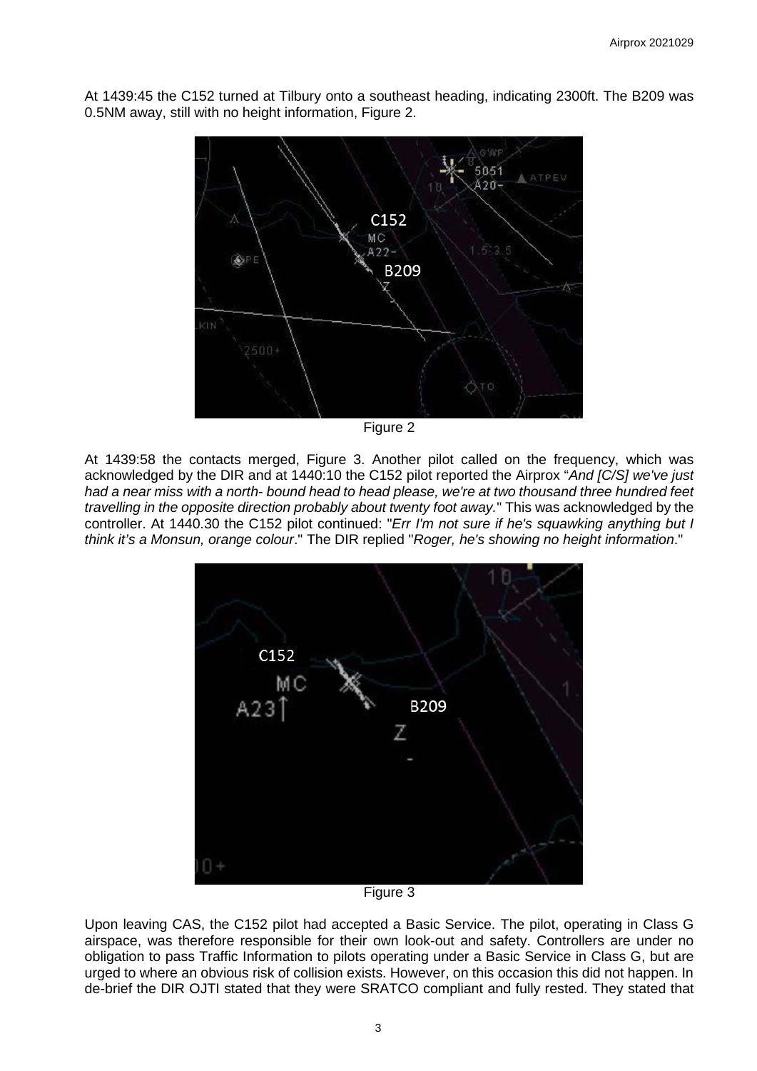At 1439:45 the C152 turned at Tilbury onto a southeast heading, indicating 2300ft. The B209 was 0.5NM away, still with no height information, Figure 2.

Figure 2

At 1439:58 the contacts merged, Figure 3. Another pilot called on the frequency, which was acknowledged by the DIR and at 1440:10 the C152 pilot reported the Airprox "*And [C/S] we've just had a near miss with a north- bound head to head please, we're at two thousand three hundred feet travelling in the opposite direction probably about twenty foot away.*" This was acknowledged by the controller. At 1440.30 the C152 pilot continued: "*Err I'm not sure if he's squawking anything but I think it's a Monsun, orange colour*." The DIR replied "*Roger, he's showing no height information*."

Figure 3

Upon leaving CAS, the C152 pilot had accepted a Basic Service. The pilot, operating in Class G airspace, was therefore responsible for their own look-out and safety. Controllers are under no obligation to pass Traffic Information to pilots operating under a Basic Service in Class G, but are urged to where an obvious risk of collision exists. However, on this occasion this did not happen. In de-brief the DIR OJTI stated that they were SRATCO compliant and fully rested. They stated that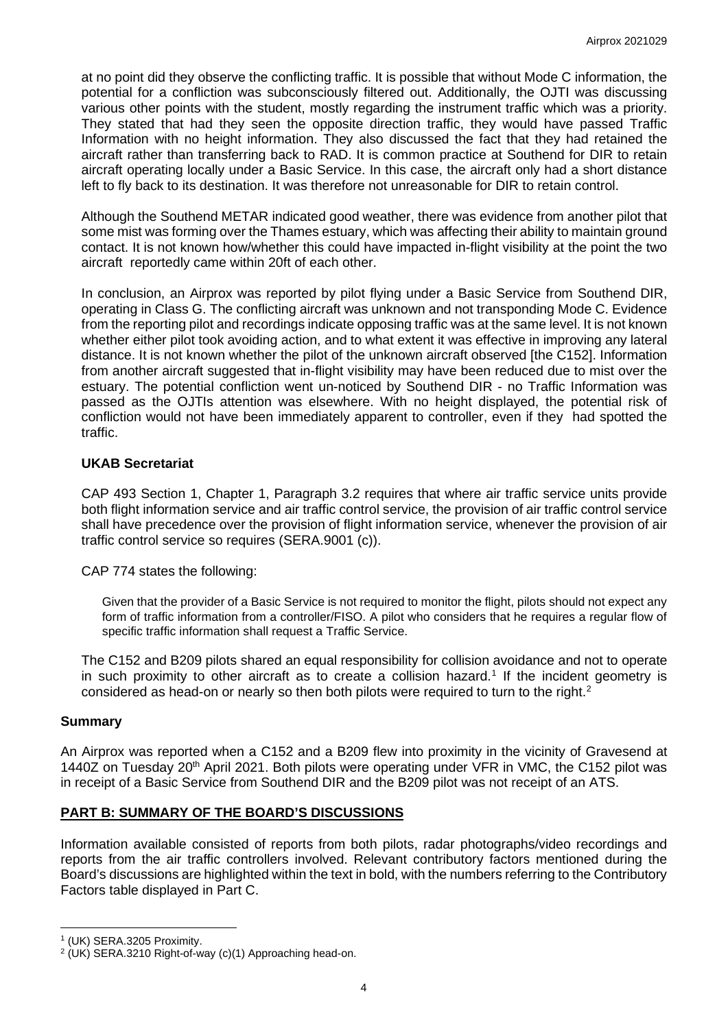at no point did they observe the conflicting traffic. It is possible that without Mode C information, the potential for a confliction was subconsciously filtered out. Additionally, the OJTI was discussing various other points with the student, mostly regarding the instrument traffic which was a priority. They stated that had they seen the opposite direction traffic, they would have passed Traffic Information with no height information. They also discussed the fact that they had retained the aircraft rather than transferring back to RAD. It is common practice at Southend for DIR to retain aircraft operating locally under a Basic Service. In this case, the aircraft only had a short distance left to fly back to its destination. It was therefore not unreasonable for DIR to retain control.

Although the Southend METAR indicated good weather, there was evidence from another pilot that some mist was forming over the Thames estuary, which was affecting their ability to maintain ground contact. It is not known how/whether this could have impacted in-flight visibility at the point the two aircraft reportedly came within 20ft of each other.

In conclusion, an Airprox was reported by pilot flying under a Basic Service from Southend DIR, operating in Class G. The conflicting aircraft was unknown and not transponding Mode C. Evidence from the reporting pilot and recordings indicate opposing traffic was at the same level. It is not known whether either pilot took avoiding action, and to what extent it was effective in improving any lateral distance. It is not known whether the pilot of the unknown aircraft observed [the C152]. Information from another aircraft suggested that in-flight visibility may have been reduced due to mist over the estuary. The potential confliction went un-noticed by Southend DIR - no Traffic Information was passed as the OJTIs attention was elsewhere. With no height displayed, the potential risk of confliction would not have been immediately apparent to controller, even if they had spotted the traffic.

### UKAB Secretariat

CAP 493 Section 1, Chapter 1, Paragraph 3.2 requires that where air traffic service units provide both flight information service and air traffic control service, the provision of air traffic control service shall have precedence over the provision of flight information service, whenever the provision of air traffic control service so requires (SERA.9001 (c)).

CAP 774 states the following:

> Given that the provider of a Basic Service is not required to monitor the flight, pilots should not expect any form of traffic information from a controller/FISO. A pilot who considers that he requires a regular flow of specific traffic information shall request a Traffic Service.

The C152 and B209 pilots shared an equal responsibility for collision avoidance and not to operate in such proximity to other aircraft as to create a collision hazard.[1] If the incident geometry is considered as head-on or nearly so then both pilots were required to turn to the right.[2]

## Summary

An Airprox was reported when a C152 and a B209 flew into proximity in the vicinity of Gravesend at 1440Z on Tuesday 20th April 2021. Both pilots were operating under VFR in VMC, the C152 pilot was in receipt of a Basic Service from Southend DIR and the B209 pilot was not receipt of an ATS.

## PART B: SUMMARY OF THE BOARD'S DISCUSSIONS

Information available consisted of reports from both pilots, radar photographs/video recordings and reports from the air traffic controllers involved. Relevant contributory factors mentioned during the Board's discussions are highlighted within the text in bold, with the numbers referring to the Contributory Factors table displayed in Part C.

---

[1] (UK) SERA.3205 Proximity.

[2] (UK) SERA.3210 Right-of-way (c)(1) Approaching head-on.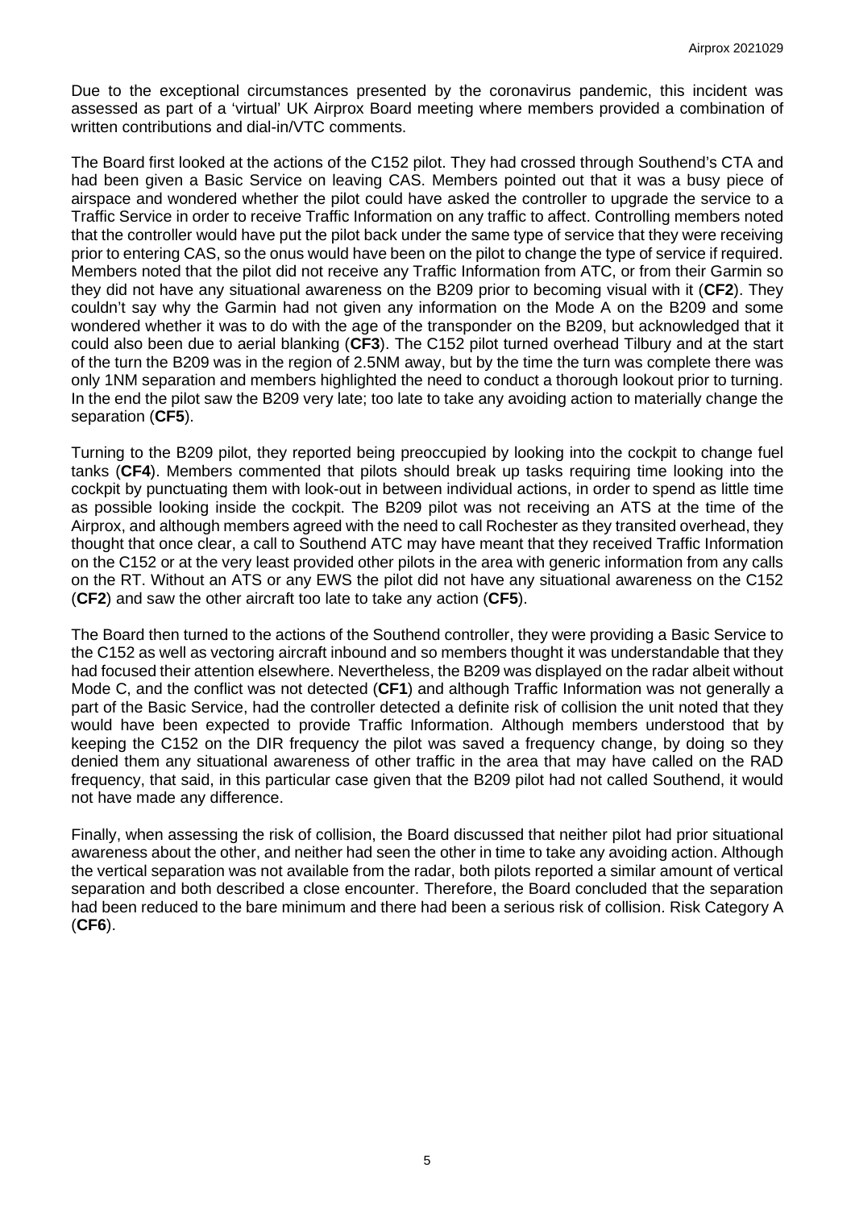Due to the exceptional circumstances presented by the coronavirus pandemic, this incident was assessed as part of a 'virtual' UK Airprox Board meeting where members provided a combination of written contributions and dial-in/VTC comments.

The Board first looked at the actions of the C152 pilot. They had crossed through Southend's CTA and had been given a Basic Service on leaving CAS. Members pointed out that it was a busy piece of airspace and wondered whether the pilot could have asked the controller to upgrade the service to a Traffic Service in order to receive Traffic Information on any traffic to affect. Controlling members noted that the controller would have put the pilot back under the same type of service that they were receiving prior to entering CAS, so the onus would have been on the pilot to change the type of service if required. Members noted that the pilot did not receive any Traffic Information from ATC, or from their Garmin so they did not have any situational awareness on the B209 prior to becoming visual with it (**CF2**). They couldn't say why the Garmin had not given any information on the Mode A on the B209 and some wondered whether it was to do with the age of the transponder on the B209, but acknowledged that it could also been due to aerial blanking (**CF3**). The C152 pilot turned overhead Tilbury and at the start of the turn the B209 was in the region of 2.5NM away, but by the time the turn was complete there was only 1NM separation and members highlighted the need to conduct a thorough lookout prior to turning. In the end the pilot saw the B209 very late; too late to take any avoiding action to materially change the separation (**CF5**).

Turning to the B209 pilot, they reported being preoccupied by looking into the cockpit to change fuel tanks (**CF4**). Members commented that pilots should break up tasks requiring time looking into the cockpit by punctuating them with look-out in between individual actions, in order to spend as little time as possible looking inside the cockpit. The B209 pilot was not receiving an ATS at the time of the Airprox, and although members agreed with the need to call Rochester as they transited overhead, they thought that once clear, a call to Southend ATC may have meant that they received Traffic Information on the C152 or at the very least provided other pilots in the area with generic information from any calls on the RT. Without an ATS or any EWS the pilot did not have any situational awareness on the C152 (**CF2**) and saw the other aircraft too late to take any action (**CF5**).

The Board then turned to the actions of the Southend controller, they were providing a Basic Service to the C152 as well as vectoring aircraft inbound and so members thought it was understandable that they had focused their attention elsewhere. Nevertheless, the B209 was displayed on the radar albeit without Mode C, and the conflict was not detected (**CF1**) and although Traffic Information was not generally a part of the Basic Service, had the controller detected a definite risk of collision the unit noted that they would have been expected to provide Traffic Information. Although members understood that by keeping the C152 on the DIR frequency the pilot was saved a frequency change, by doing so they denied them any situational awareness of other traffic in the area that may have called on the RAD frequency, that said, in this particular case given that the B209 pilot had not called Southend, it would not have made any difference.

Finally, when assessing the risk of collision, the Board discussed that neither pilot had prior situational awareness about the other, and neither had seen the other in time to take any avoiding action. Although the vertical separation was not available from the radar, both pilots reported a similar amount of vertical separation and both described a close encounter. Therefore, the Board concluded that the separation had been reduced to the bare minimum and there had been a serious risk of collision. Risk Category A (**CF6**).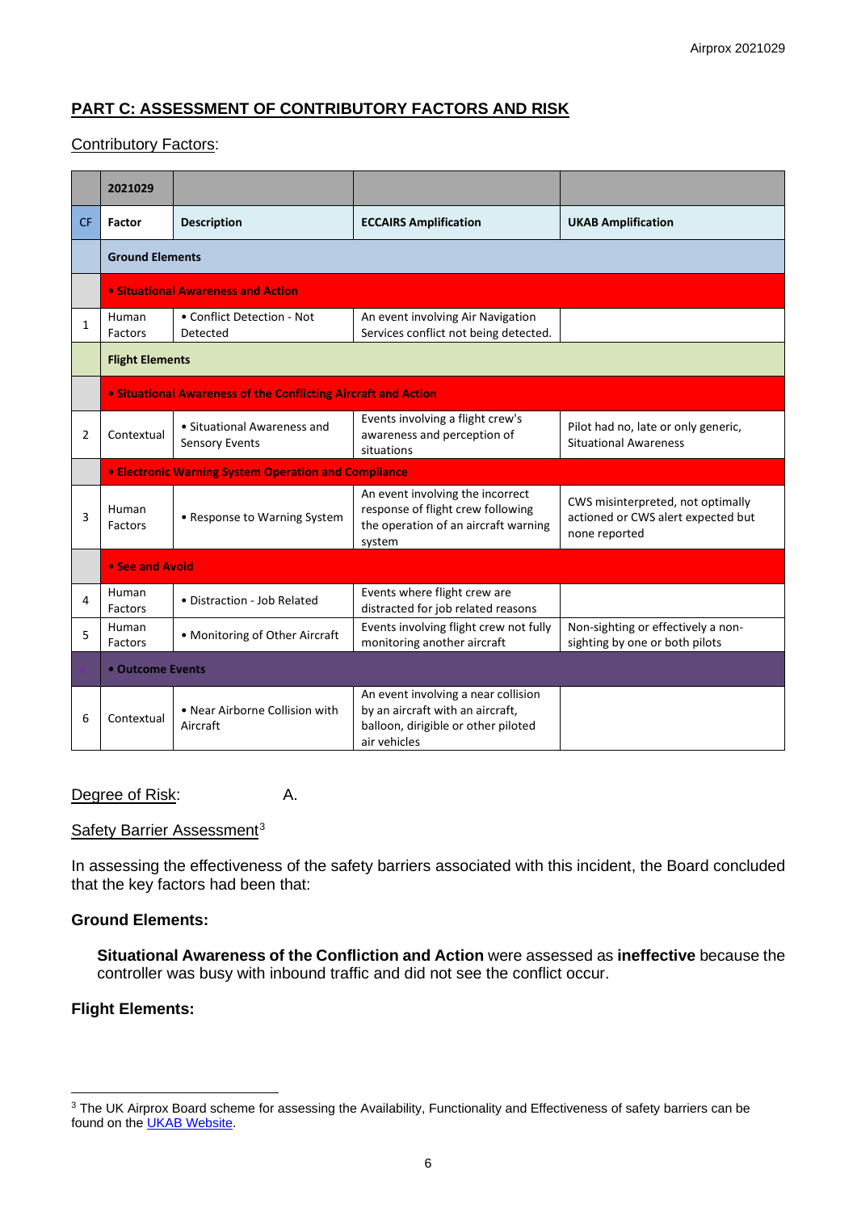## PART C: ASSESSMENT OF CONTRIBUTORY FACTORS AND RISK

Contributory Factors:

| | 2021029 | | | |
|---|---|---|---|---|
| CF | Factor | Description | ECCAIRS Amplification | UKAB Amplification |
| | **Ground Elements** | | | |
| | **• Situational Awareness and Action** | | | |
| 1 | Human Factors | • Conflict Detection - Not Detected | An event involving Air Navigation Services conflict not being detected. | |
| | **Flight Elements** | | | |
| | **• Situational Awareness of the Conflicting Aircraft and Action** | | | |
| 2 | Contextual | • Situational Awareness and Sensory Events | Events involving a flight crew's awareness and perception of situations | Pilot had no, late or only generic, Situational Awareness |
| | **• Electronic Warning System Operation and Compliance** | | | |
| 3 | Human Factors | • Response to Warning System | An event involving the incorrect response of flight crew following the operation of an aircraft warning system | CWS misinterpreted, not optimally actioned or CWS alert expected but none reported |
| | **• See and Avoid** | | | |
| 4 | Human Factors | • Distraction - Job Related | Events where flight crew are distracted for job related reasons | |
| 5 | Human Factors | • Monitoring of Other Aircraft | Events involving flight crew not fully monitoring another aircraft | Non-sighting or effectively a non-sighting by one or both pilots |
| | **• Outcome Events** | | | |
| 6 | Contextual | • Near Airborne Collision with Aircraft | An event involving a near collision by an aircraft with an aircraft, balloon, dirigible or other piloted air vehicles | |

Degree of Risk: A.

Safety Barrier Assessment[3]

In assessing the effectiveness of the safety barriers associated with this incident, the Board concluded that the key factors had been that:

**Ground Elements:**

**Situational Awareness of the Confliction and Action** were assessed as **ineffective** because the controller was busy with inbound traffic and did not see the conflict occur.

**Flight Elements:**

[3] The UK Airprox Board scheme for assessing the Availability, Functionality and Effectiveness of safety barriers can be found on the UKAB Website.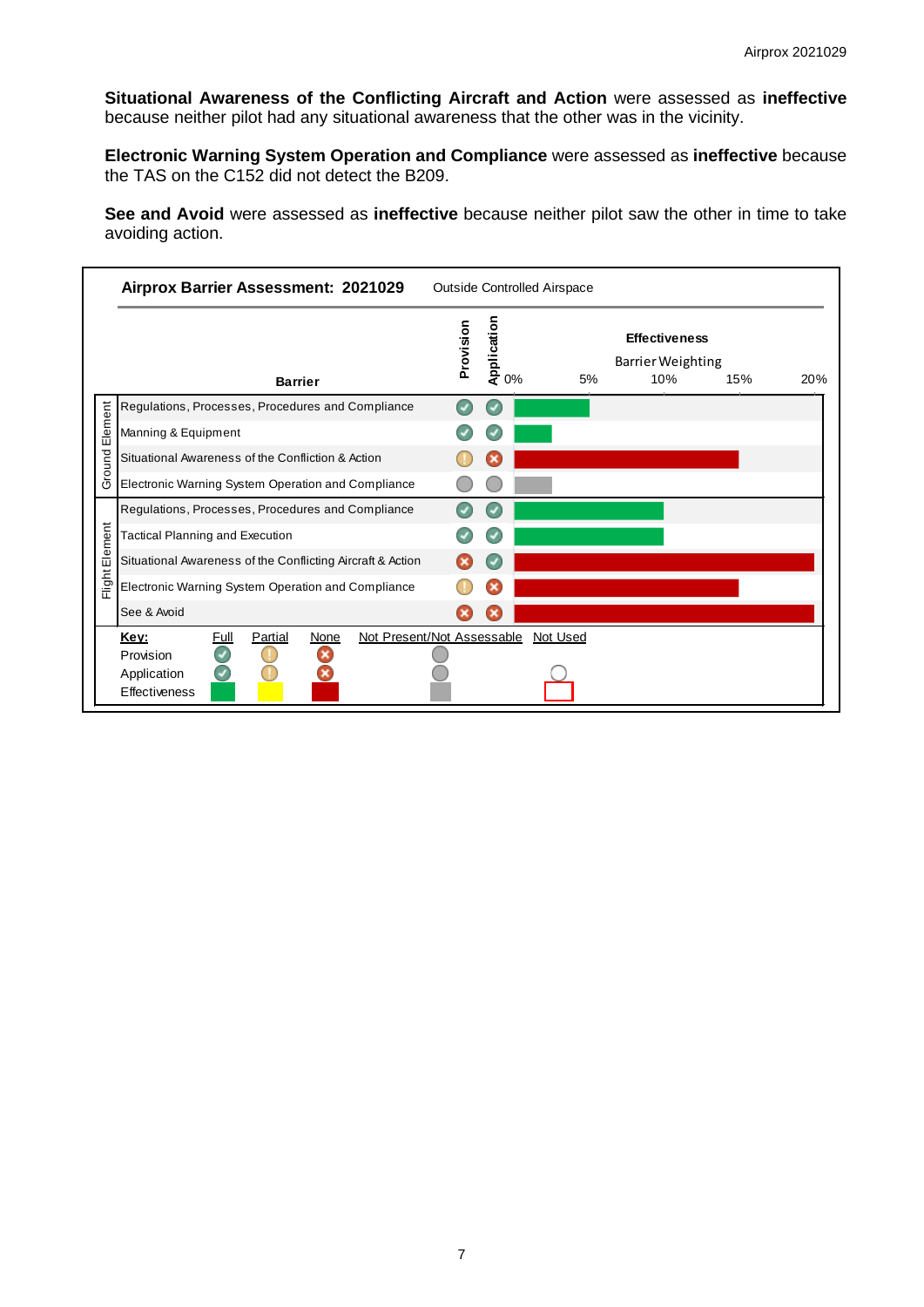**Situational Awareness of the Conflicting Aircraft and Action** were assessed as **ineffective** because neither pilot had any situational awareness that the other was in the vicinity.

**Electronic Warning System Operation and Compliance** were assessed as **ineffective** because the TAS on the C152 did not detect the B209.

**See and Avoid** were assessed as **ineffective** because neither pilot saw the other in time to take avoiding action.

**Airprox Barrier Assessment: 2021029**

Outside Controlled Airspace

Barrier

Provision

Application

Effectiveness

Barrier Weighting

0% 5% 10% 15% 20%

Ground Element

Regulations, Processes, Procedures and Compliance

Manning & Equipment

Situational Awareness of the Confliction & Action

Electronic Warning System Operation and Compliance

Flight Element

Regulations, Processes, Procedures and Compliance

Tactical Planning and Execution

Situational Awareness of the Conflicting Aircraft & Action

Electronic Warning System Operation and Compliance

See & Avoid

Key: Full Partial None Not Present/Not Assessable Not Used

Provision

Application

Effectiveness